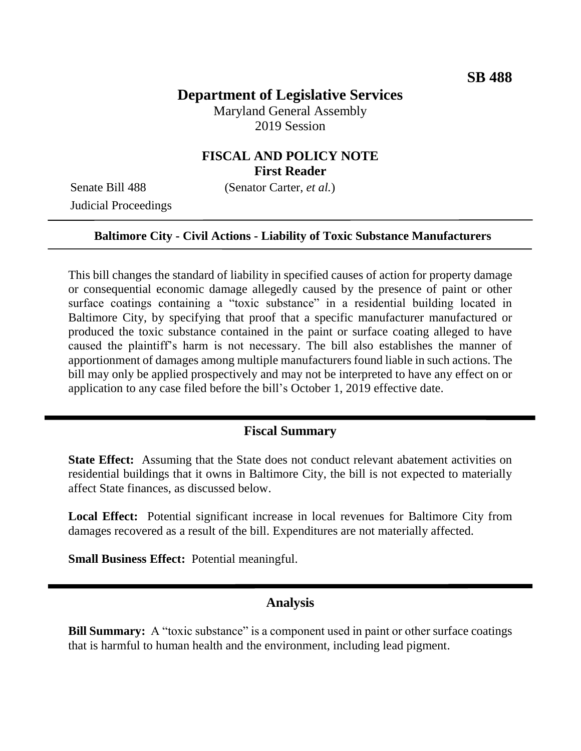**SB 488**

# Department of Legislative Services

Maryland General Assembly
2019 Session

## FISCAL AND POLICY NOTE
**First Reader**

Senate Bill 488 (Senator Carter, *et al.*)
Judicial Proceedings

**Baltimore City - Civil Actions - Liability of Toxic Substance Manufacturers**

This bill changes the standard of liability in specified causes of action for property damage or consequential economic damage allegedly caused by the presence of paint or other surface coatings containing a "toxic substance" in a residential building located in Baltimore City, by specifying that proof that a specific manufacturer manufactured or produced the toxic substance contained in the paint or surface coating alleged to have caused the plaintiff's harm is not necessary. The bill also establishes the manner of apportionment of damages among multiple manufacturers found liable in such actions. The bill may only be applied prospectively and may not be interpreted to have any effect on or application to any case filed before the bill's October 1, 2019 effective date.

## Fiscal Summary

**State Effect:** Assuming that the State does not conduct relevant abatement activities on residential buildings that it owns in Baltimore City, the bill is not expected to materially affect State finances, as discussed below.

**Local Effect:** Potential significant increase in local revenues for Baltimore City from damages recovered as a result of the bill. Expenditures are not materially affected.

**Small Business Effect:** Potential meaningful.

## Analysis

**Bill Summary:** A "toxic substance" is a component used in paint or other surface coatings that is harmful to human health and the environment, including lead pigment.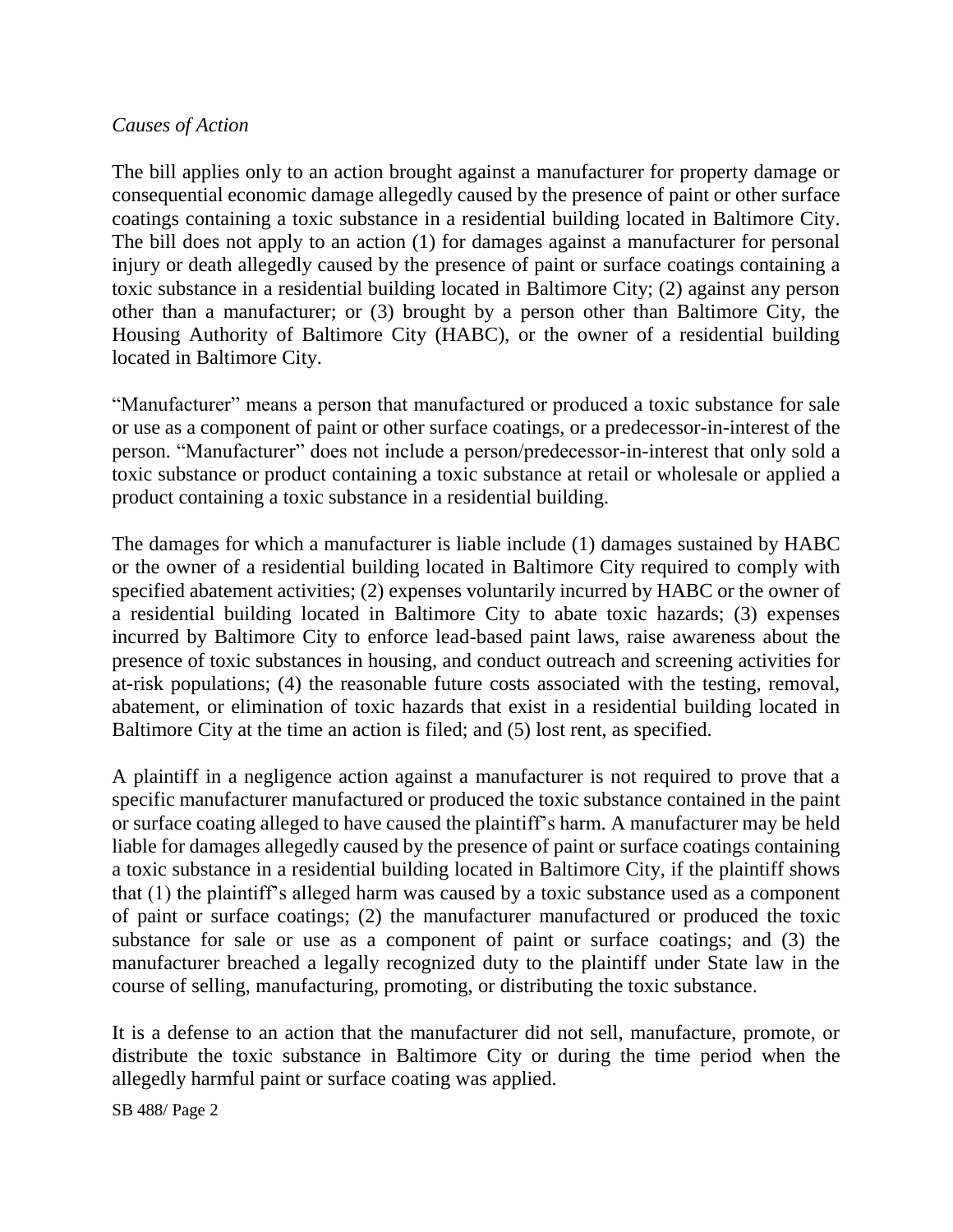*Causes of Action*

The bill applies only to an action brought against a manufacturer for property damage or consequential economic damage allegedly caused by the presence of paint or other surface coatings containing a toxic substance in a residential building located in Baltimore City. The bill does not apply to an action (1) for damages against a manufacturer for personal injury or death allegedly caused by the presence of paint or surface coatings containing a toxic substance in a residential building located in Baltimore City; (2) against any person other than a manufacturer; or (3) brought by a person other than Baltimore City, the Housing Authority of Baltimore City (HABC), or the owner of a residential building located in Baltimore City.

"Manufacturer" means a person that manufactured or produced a toxic substance for sale or use as a component of paint or other surface coatings, or a predecessor-in-interest of the person. "Manufacturer" does not include a person/predecessor-in-interest that only sold a toxic substance or product containing a toxic substance at retail or wholesale or applied a product containing a toxic substance in a residential building.

The damages for which a manufacturer is liable include (1) damages sustained by HABC or the owner of a residential building located in Baltimore City required to comply with specified abatement activities; (2) expenses voluntarily incurred by HABC or the owner of a residential building located in Baltimore City to abate toxic hazards; (3) expenses incurred by Baltimore City to enforce lead-based paint laws, raise awareness about the presence of toxic substances in housing, and conduct outreach and screening activities for at-risk populations; (4) the reasonable future costs associated with the testing, removal, abatement, or elimination of toxic hazards that exist in a residential building located in Baltimore City at the time an action is filed; and (5) lost rent, as specified.

A plaintiff in a negligence action against a manufacturer is not required to prove that a specific manufacturer manufactured or produced the toxic substance contained in the paint or surface coating alleged to have caused the plaintiff's harm. A manufacturer may be held liable for damages allegedly caused by the presence of paint or surface coatings containing a toxic substance in a residential building located in Baltimore City, if the plaintiff shows that (1) the plaintiff's alleged harm was caused by a toxic substance used as a component of paint or surface coatings; (2) the manufacturer manufactured or produced the toxic substance for sale or use as a component of paint or surface coatings; and (3) the manufacturer breached a legally recognized duty to the plaintiff under State law in the course of selling, manufacturing, promoting, or distributing the toxic substance.

It is a defense to an action that the manufacturer did not sell, manufacture, promote, or distribute the toxic substance in Baltimore City or during the time period when the allegedly harmful paint or surface coating was applied.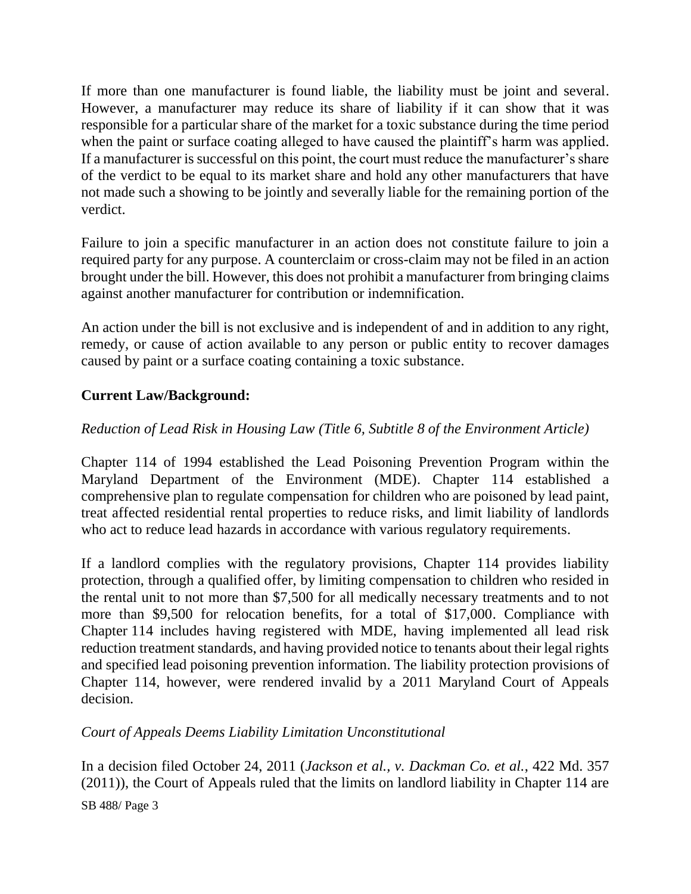If more than one manufacturer is found liable, the liability must be joint and several. However, a manufacturer may reduce its share of liability if it can show that it was responsible for a particular share of the market for a toxic substance during the time period when the paint or surface coating alleged to have caused the plaintiff's harm was applied. If a manufacturer is successful on this point, the court must reduce the manufacturer's share of the verdict to be equal to its market share and hold any other manufacturers that have not made such a showing to be jointly and severally liable for the remaining portion of the verdict.

Failure to join a specific manufacturer in an action does not constitute failure to join a required party for any purpose. A counterclaim or cross-claim may not be filed in an action brought under the bill. However, this does not prohibit a manufacturer from bringing claims against another manufacturer for contribution or indemnification.

An action under the bill is not exclusive and is independent of and in addition to any right, remedy, or cause of action available to any person or public entity to recover damages caused by paint or a surface coating containing a toxic substance.

**Current Law/Background:**

*Reduction of Lead Risk in Housing Law (Title 6, Subtitle 8 of the Environment Article)*

Chapter 114 of 1994 established the Lead Poisoning Prevention Program within the Maryland Department of the Environment (MDE). Chapter 114 established a comprehensive plan to regulate compensation for children who are poisoned by lead paint, treat affected residential rental properties to reduce risks, and limit liability of landlords who act to reduce lead hazards in accordance with various regulatory requirements.

If a landlord complies with the regulatory provisions, Chapter 114 provides liability protection, through a qualified offer, by limiting compensation to children who resided in the rental unit to not more than $7,500 for all medically necessary treatments and to not more than $9,500 for relocation benefits, for a total of $17,000. Compliance with Chapter 114 includes having registered with MDE, having implemented all lead risk reduction treatment standards, and having provided notice to tenants about their legal rights and specified lead poisoning prevention information. The liability protection provisions of Chapter 114, however, were rendered invalid by a 2011 Maryland Court of Appeals decision.

*Court of Appeals Deems Liability Limitation Unconstitutional*

In a decision filed October 24, 2011 (*Jackson et al., v. Dackman Co. et al.*, 422 Md. 357 (2011)), the Court of Appeals ruled that the limits on landlord liability in Chapter 114 are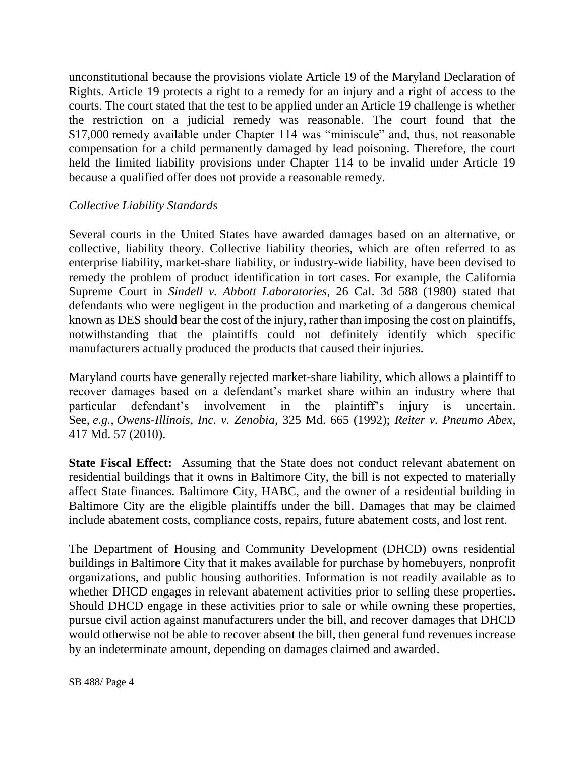unconstitutional because the provisions violate Article 19 of the Maryland Declaration of Rights. Article 19 protects a right to a remedy for an injury and a right of access to the courts. The court stated that the test to be applied under an Article 19 challenge is whether the restriction on a judicial remedy was reasonable. The court found that the $17,000 remedy available under Chapter 114 was "miniscule" and, thus, not reasonable compensation for a child permanently damaged by lead poisoning. Therefore, the court held the limited liability provisions under Chapter 114 to be invalid under Article 19 because a qualified offer does not provide a reasonable remedy.

*Collective Liability Standards*

Several courts in the United States have awarded damages based on an alternative, or collective, liability theory. Collective liability theories, which are often referred to as enterprise liability, market-share liability, or industry-wide liability, have been devised to remedy the problem of product identification in tort cases. For example, the California Supreme Court in *Sindell v. Abbott Laboratories*, 26 Cal. 3d 588 (1980) stated that defendants who were negligent in the production and marketing of a dangerous chemical known as DES should bear the cost of the injury, rather than imposing the cost on plaintiffs, notwithstanding that the plaintiffs could not definitely identify which specific manufacturers actually produced the products that caused their injuries.

Maryland courts have generally rejected market-share liability, which allows a plaintiff to recover damages based on a defendant's market share within an industry where that particular defendant's involvement in the plaintiff's injury is uncertain. See, *e.g.*, *Owens-Illinois, Inc. v. Zenobia*, 325 Md. 665 (1992); *Reiter v. Pneumo Abex*, 417 Md. 57 (2010).

**State Fiscal Effect:** Assuming that the State does not conduct relevant abatement on residential buildings that it owns in Baltimore City, the bill is not expected to materially affect State finances. Baltimore City, HABC, and the owner of a residential building in Baltimore City are the eligible plaintiffs under the bill. Damages that may be claimed include abatement costs, compliance costs, repairs, future abatement costs, and lost rent.

The Department of Housing and Community Development (DHCD) owns residential buildings in Baltimore City that it makes available for purchase by homebuyers, nonprofit organizations, and public housing authorities. Information is not readily available as to whether DHCD engages in relevant abatement activities prior to selling these properties. Should DHCD engage in these activities prior to sale or while owning these properties, pursue civil action against manufacturers under the bill, and recover damages that DHCD would otherwise not be able to recover absent the bill, then general fund revenues increase by an indeterminate amount, depending on damages claimed and awarded.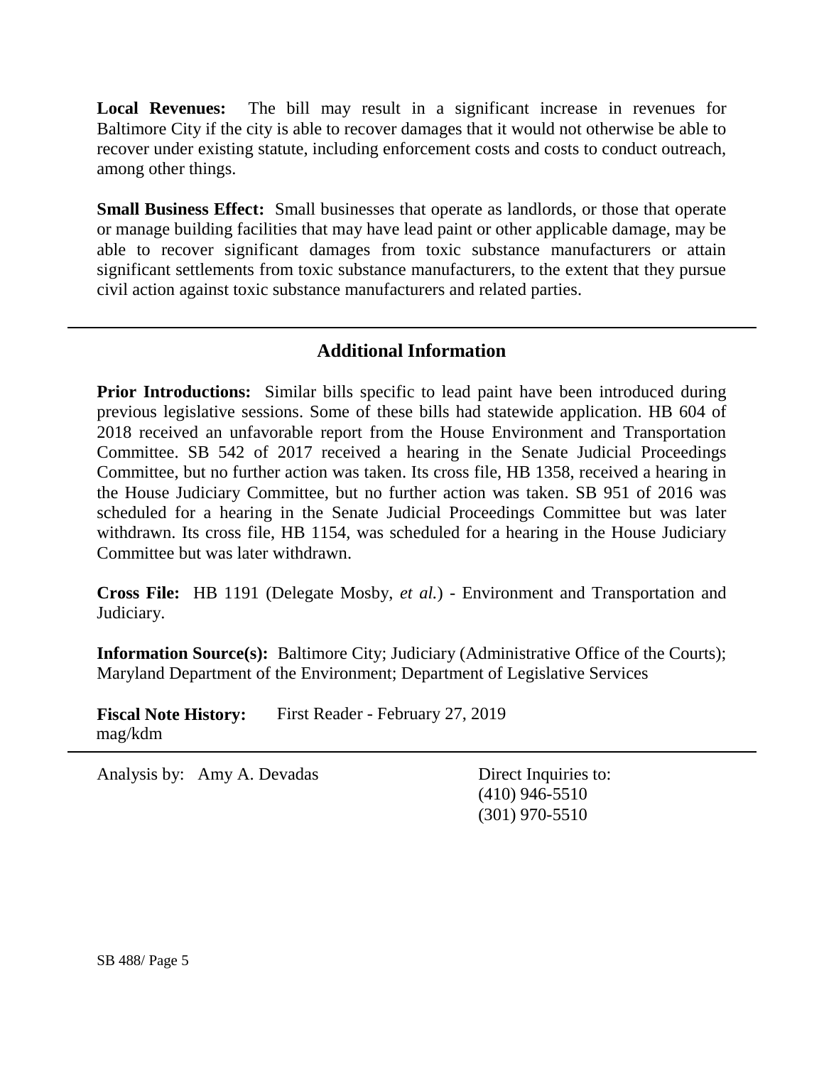**Local Revenues:** The bill may result in a significant increase in revenues for Baltimore City if the city is able to recover damages that it would not otherwise be able to recover under existing statute, including enforcement costs and costs to conduct outreach, among other things.

**Small Business Effect:** Small businesses that operate as landlords, or those that operate or manage building facilities that may have lead paint or other applicable damage, may be able to recover significant damages from toxic substance manufacturers or attain significant settlements from toxic substance manufacturers, to the extent that they pursue civil action against toxic substance manufacturers and related parties.

---

## Additional Information

**Prior Introductions:** Similar bills specific to lead paint have been introduced during previous legislative sessions. Some of these bills had statewide application. HB 604 of 2018 received an unfavorable report from the House Environment and Transportation Committee. SB 542 of 2017 received a hearing in the Senate Judicial Proceedings Committee, but no further action was taken. Its cross file, HB 1358, received a hearing in the House Judiciary Committee, but no further action was taken. SB 951 of 2016 was scheduled for a hearing in the Senate Judicial Proceedings Committee but was later withdrawn. Its cross file, HB 1154, was scheduled for a hearing in the House Judiciary Committee but was later withdrawn.

**Cross File:** HB 1191 (Delegate Mosby, *et al.*) - Environment and Transportation and Judiciary.

**Information Source(s):** Baltimore City; Judiciary (Administrative Office of the Courts); Maryland Department of the Environment; Department of Legislative Services

**Fiscal Note History:** First Reader - February 27, 2019
mag/kdm

---

Analysis by: Amy A. Devadas

Direct Inquiries to:
(410) 946-5510
(301) 970-5510